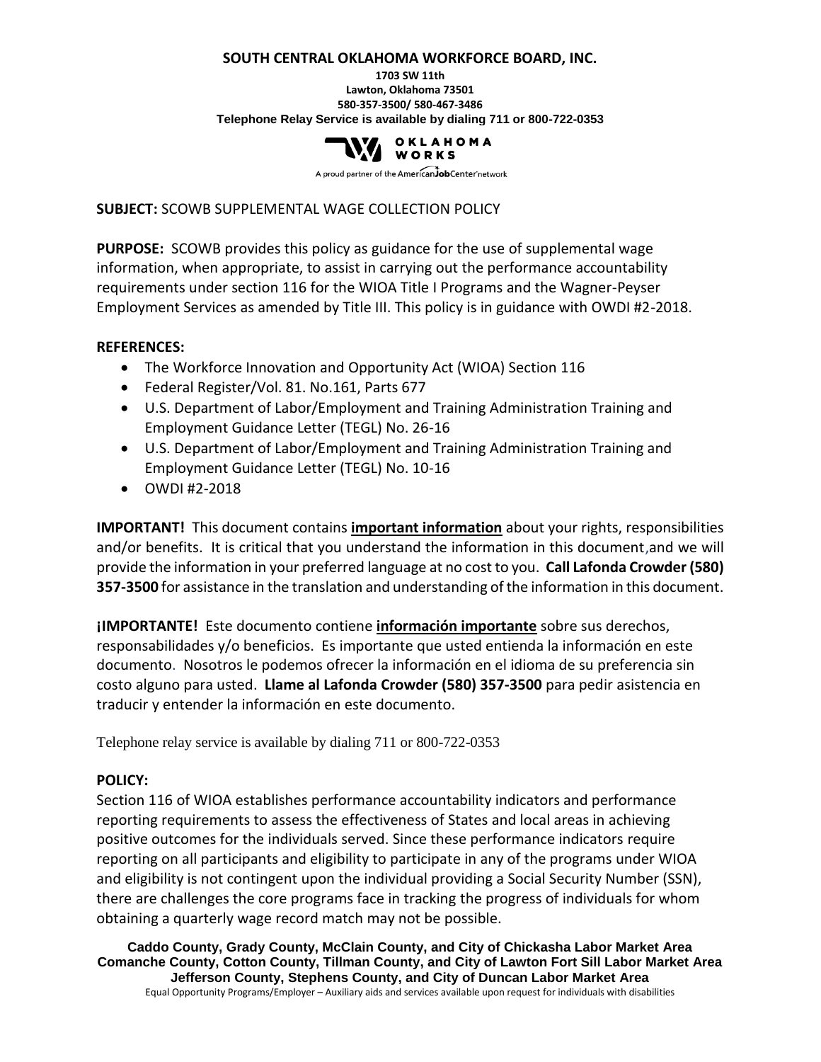**SOUTH CENTRAL OKLAHOMA WORKFORCE BOARD, INC.**

**1703 SW 11th**
**Lawton, Oklahoma 73501**
**580-357-3500/ 580-467-3486**
**Telephone Relay Service is available by dialing 711 or 800-722-0353**

OKLAHOMA WORKS

A proud partner of the AmericanJobCenter network

**SUBJECT:** SCOWB SUPPLEMENTAL WAGE COLLECTION POLICY

**PURPOSE:** SCOWB provides this policy as guidance for the use of supplemental wage information, when appropriate, to assist in carrying out the performance accountability requirements under section 116 for the WIOA Title I Programs and the Wagner-Peyser Employment Services as amended by Title III. This policy is in guidance with OWDI #2-2018.

**REFERENCES:**

- The Workforce Innovation and Opportunity Act (WIOA) Section 116
- Federal Register/Vol. 81. No.161, Parts 677
- U.S. Department of Labor/Employment and Training Administration Training and Employment Guidance Letter (TEGL) No. 26-16
- U.S. Department of Labor/Employment and Training Administration Training and Employment Guidance Letter (TEGL) No. 10-16
- OWDI #2-2018

**IMPORTANT!** This document contains **important information** about your rights, responsibilities and/or benefits. It is critical that you understand the information in this document,and we will provide the information in your preferred language at no cost to you. **Call Lafonda Crowder (580) 357-3500** for assistance in the translation and understanding of the information in this document.

**¡IMPORTANTE!** Este documento contiene **información importante** sobre sus derechos, responsabilidades y/o beneficios. Es importante que usted entienda la información en este documento. Nosotros le podemos ofrecer la información en el idioma de su preferencia sin costo alguno para usted. **Llame al Lafonda Crowder (580) 357-3500** para pedir asistencia en traducir y entender la información en este documento.

Telephone relay service is available by dialing 711 or 800-722-0353

**POLICY:**

Section 116 of WIOA establishes performance accountability indicators and performance reporting requirements to assess the effectiveness of States and local areas in achieving positive outcomes for the individuals served. Since these performance indicators require reporting on all participants and eligibility to participate in any of the programs under WIOA and eligibility is not contingent upon the individual providing a Social Security Number (SSN), there are challenges the core programs face in tracking the progress of individuals for whom obtaining a quarterly wage record match may not be possible.

**Caddo County, Grady County, McClain County, and City of Chickasha Labor Market Area**
**Comanche County, Cotton County, Tillman County, and City of Lawton Fort Sill Labor Market Area**
**Jefferson County, Stephens County, and City of Duncan Labor Market Area**
Equal Opportunity Programs/Employer – Auxiliary aids and services available upon request for individuals with disabilities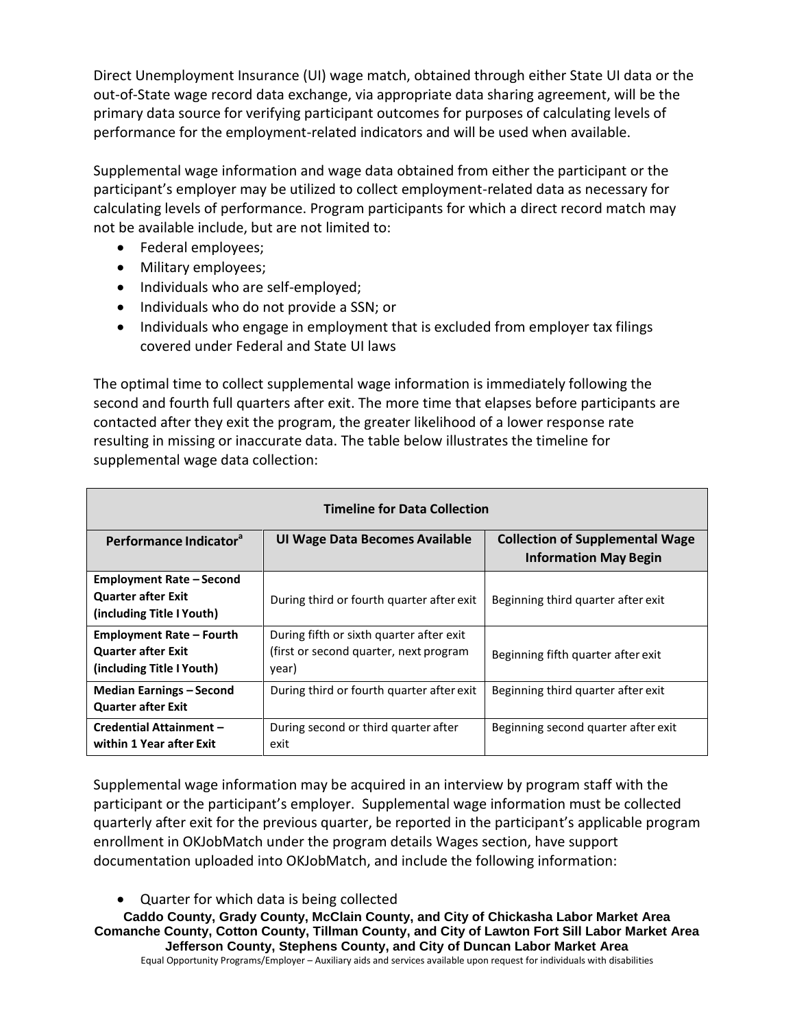Direct Unemployment Insurance (UI) wage match, obtained through either State UI data or the out-of-State wage record data exchange, via appropriate data sharing agreement, will be the primary data source for verifying participant outcomes for purposes of calculating levels of performance for the employment-related indicators and will be used when available.

Supplemental wage information and wage data obtained from either the participant or the participant's employer may be utilized to collect employment-related data as necessary for calculating levels of performance. Program participants for which a direct record match may not be available include, but are not limited to:

- Federal employees;
- Military employees;
- Individuals who are self-employed;
- Individuals who do not provide a SSN; or
- Individuals who engage in employment that is excluded from employer tax filings covered under Federal and State UI laws

The optimal time to collect supplemental wage information is immediately following the second and fourth full quarters after exit. The more time that elapses before participants are contacted after they exit the program, the greater likelihood of a lower response rate resulting in missing or inaccurate data. The table below illustrates the timeline for supplemental wage data collection:

| Timeline for Data Collection | | |
|---|---|---|
| **Performance Indicator[a]** | **UI Wage Data Becomes Available** | **Collection of Supplemental Wage Information May Begin** |
| **Employment Rate – Second Quarter after Exit (including Title I Youth)** | During third or fourth quarter after exit | Beginning third quarter after exit |
| **Employment Rate – Fourth Quarter after Exit (including Title I Youth)** | During fifth or sixth quarter after exit (first or second quarter, next program year) | Beginning fifth quarter after exit |
| **Median Earnings – Second Quarter after Exit** | During third or fourth quarter after exit | Beginning third quarter after exit |
| **Credential Attainment – within 1 Year after Exit** | During second or third quarter after exit | Beginning second quarter after exit |

Supplemental wage information may be acquired in an interview by program staff with the participant or the participant's employer. Supplemental wage information must be collected quarterly after exit for the previous quarter, be reported in the participant's applicable program enrollment in OKJobMatch under the program details Wages section, have support documentation uploaded into OKJobMatch, and include the following information:

- Quarter for which data is being collected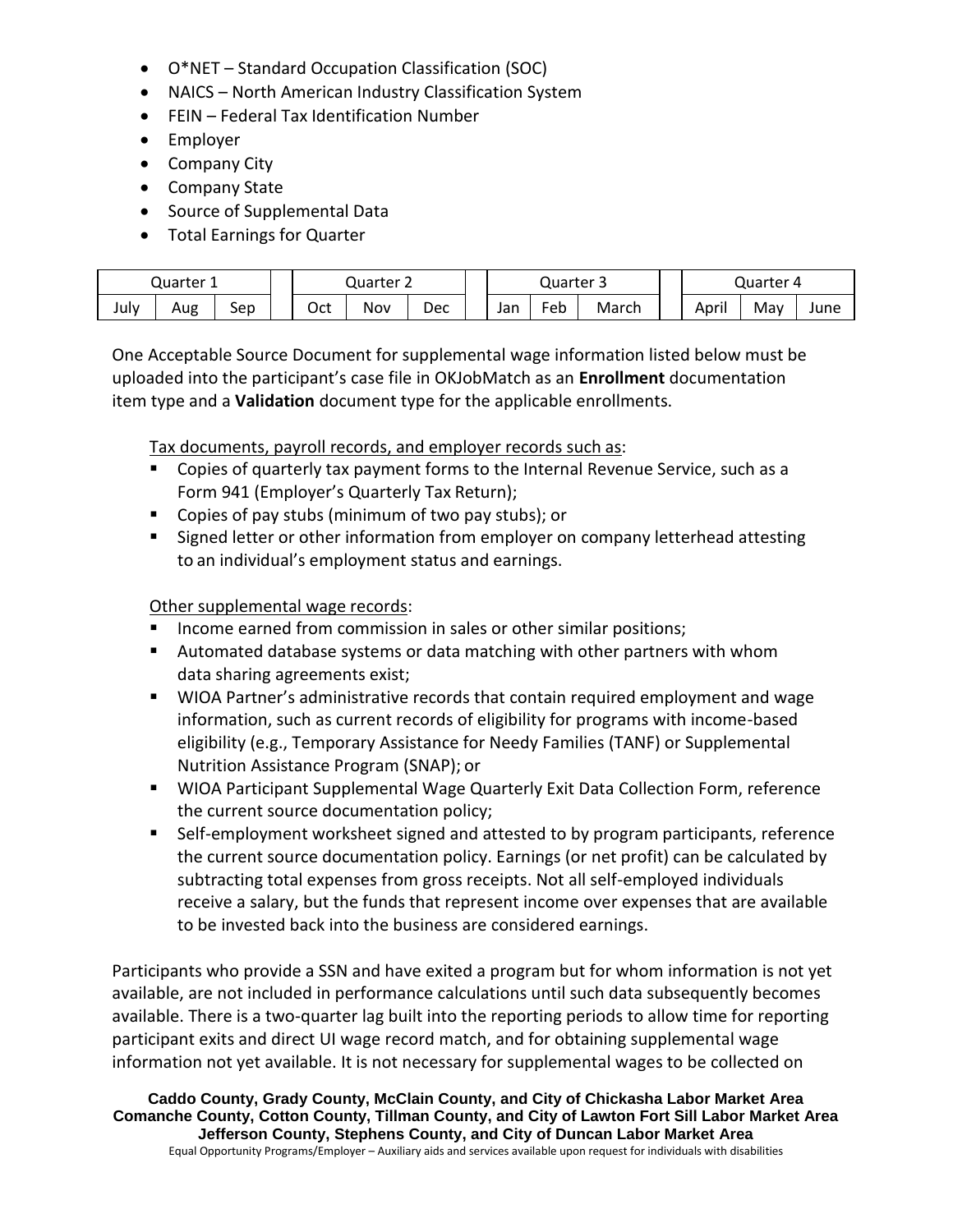- O*NET – Standard Occupation Classification (SOC)
- NAICS – North American Industry Classification System
- FEIN – Federal Tax Identification Number
- Employer
- Company City
- Company State
- Source of Supplemental Data
- Total Earnings for Quarter

| Quarter 1 | | | | Quarter 2 | | | | Quarter 3 | | | | Quarter 4 | | |
|---|---|---|---|---|---|---|---|---|---|---|---|---|---|---|
| July | Aug | Sep | | Oct | Nov | Dec | | Jan | Feb | March | | April | May | June |

One Acceptable Source Document for supplemental wage information listed below must be uploaded into the participant's case file in OKJobMatch as an **Enrollment** documentation item type and a **Validation** document type for the applicable enrollments.

Tax documents, payroll records, and employer records such as:

- Copies of quarterly tax payment forms to the Internal Revenue Service, such as a Form 941 (Employer's Quarterly Tax Return);
- Copies of pay stubs (minimum of two pay stubs); or
- Signed letter or other information from employer on company letterhead attesting to an individual's employment status and earnings.

Other supplemental wage records:

- Income earned from commission in sales or other similar positions;
- Automated database systems or data matching with other partners with whom data sharing agreements exist;
- WIOA Partner's administrative records that contain required employment and wage information, such as current records of eligibility for programs with income-based eligibility (e.g., Temporary Assistance for Needy Families (TANF) or Supplemental Nutrition Assistance Program (SNAP); or
- WIOA Participant Supplemental Wage Quarterly Exit Data Collection Form, reference the current source documentation policy;
- Self-employment worksheet signed and attested to by program participants, reference the current source documentation policy. Earnings (or net profit) can be calculated by subtracting total expenses from gross receipts. Not all self-employed individuals receive a salary, but the funds that represent income over expenses that are available to be invested back into the business are considered earnings.

Participants who provide a SSN and have exited a program but for whom information is not yet available, are not included in performance calculations until such data subsequently becomes available. There is a two-quarter lag built into the reporting periods to allow time for reporting participant exits and direct UI wage record match, and for obtaining supplemental wage information not yet available. It is not necessary for supplemental wages to be collected on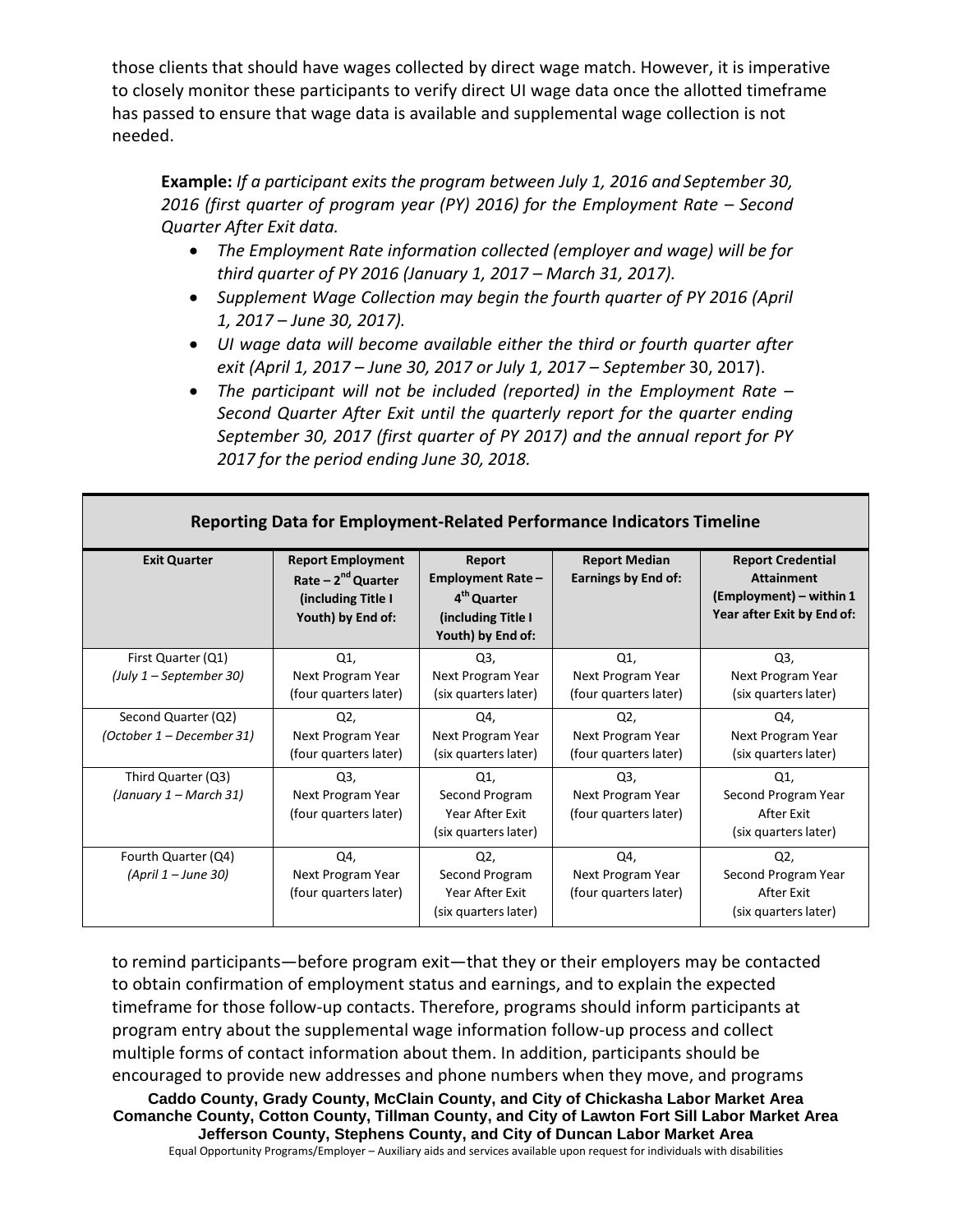those clients that should have wages collected by direct wage match. However, it is imperative to closely monitor these participants to verify direct UI wage data once the allotted timeframe has passed to ensure that wage data is available and supplemental wage collection is not needed.

> **Example:** *If a participant exits the program between July 1, 2016 and September 30, 2016 (first quarter of program year (PY) 2016) for the Employment Rate – Second Quarter After Exit data.*
>
> - *The Employment Rate information collected (employer and wage) will be for third quarter of PY 2016 (January 1, 2017 – March 31, 2017).*
> - *Supplement Wage Collection may begin the fourth quarter of PY 2016 (April 1, 2017 – June 30, 2017).*
> - *UI wage data will become available either the third or fourth quarter after exit (April 1, 2017 – June 30, 2017 or July 1, 2017 – September* 30, 2017).
> - *The participant will not be included (reported) in the Employment Rate – Second Quarter After Exit until the quarterly report for the quarter ending September 30, 2017 (first quarter of PY 2017) and the annual report for PY 2017 for the period ending June 30, 2018.*

**Reporting Data for Employment-Related Performance Indicators Timeline**

| Exit Quarter | Report Employment Rate – 2nd Quarter (including Title I Youth) by End of: | Report Employment Rate – 4th Quarter (including Title I Youth) by End of: | Report Median Earnings by End of: | Report Credential Attainment (Employment) – within 1 Year after Exit by End of: |
|---|---|---|---|---|
| First Quarter (Q1) *(July 1 – September 30)* | Q1, Next Program Year (four quarters later) | Q3, Next Program Year (six quarters later) | Q1, Next Program Year (four quarters later) | Q3, Next Program Year (six quarters later) |
| Second Quarter (Q2) *(October 1 – December 31)* | Q2, Next Program Year (four quarters later) | Q4, Next Program Year (six quarters later) | Q2, Next Program Year (four quarters later) | Q4, Next Program Year (six quarters later) |
| Third Quarter (Q3) *(January 1 – March 31)* | Q3, Next Program Year (four quarters later) | Q1, Second Program Year After Exit (six quarters later) | Q3, Next Program Year (four quarters later) | Q1, Second Program Year After Exit (six quarters later) |
| Fourth Quarter (Q4) *(April 1 – June 30)* | Q4, Next Program Year (four quarters later) | Q2, Second Program Year After Exit (six quarters later) | Q4, Next Program Year (four quarters later) | Q2, Second Program Year After Exit (six quarters later) |

to remind participants—before program exit—that they or their employers may be contacted to obtain confirmation of employment status and earnings, and to explain the expected timeframe for those follow-up contacts. Therefore, programs should inform participants at program entry about the supplemental wage information follow-up process and collect multiple forms of contact information about them. In addition, participants should be encouraged to provide new addresses and phone numbers when they move, and programs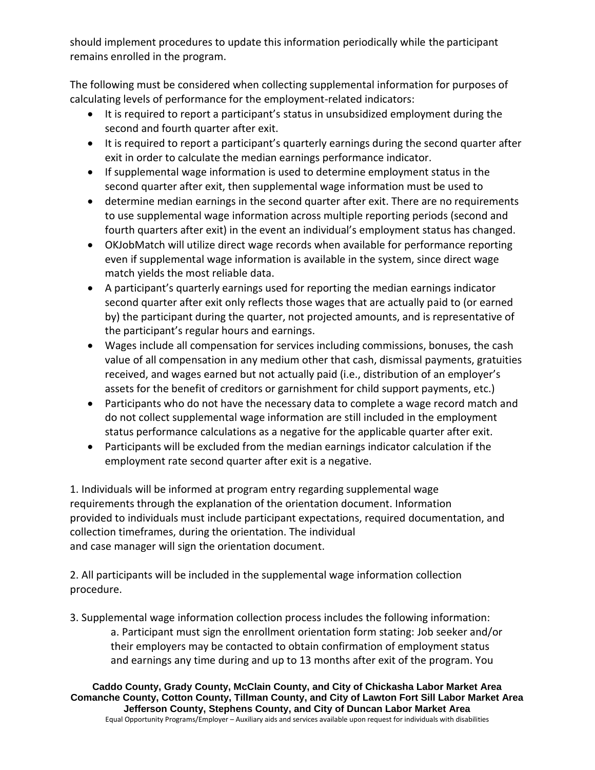should implement procedures to update this information periodically while the participant remains enrolled in the program.

The following must be considered when collecting supplemental information for purposes of calculating levels of performance for the employment-related indicators:

- It is required to report a participant's status in unsubsidized employment during the second and fourth quarter after exit.
- It is required to report a participant's quarterly earnings during the second quarter after exit in order to calculate the median earnings performance indicator.
- If supplemental wage information is used to determine employment status in the second quarter after exit, then supplemental wage information must be used to
- determine median earnings in the second quarter after exit. There are no requirements to use supplemental wage information across multiple reporting periods (second and fourth quarters after exit) in the event an individual's employment status has changed.
- OKJobMatch will utilize direct wage records when available for performance reporting even if supplemental wage information is available in the system, since direct wage match yields the most reliable data.
- A participant's quarterly earnings used for reporting the median earnings indicator second quarter after exit only reflects those wages that are actually paid to (or earned by) the participant during the quarter, not projected amounts, and is representative of the participant's regular hours and earnings.
- Wages include all compensation for services including commissions, bonuses, the cash value of all compensation in any medium other that cash, dismissal payments, gratuities received, and wages earned but not actually paid (i.e., distribution of an employer's assets for the benefit of creditors or garnishment for child support payments, etc.)
- Participants who do not have the necessary data to complete a wage record match and do not collect supplemental wage information are still included in the employment status performance calculations as a negative for the applicable quarter after exit.
- Participants will be excluded from the median earnings indicator calculation if the employment rate second quarter after exit is a negative.

1. Individuals will be informed at program entry regarding supplemental wage requirements through the explanation of the orientation document. Information provided to individuals must include participant expectations, required documentation, and collection timeframes, during the orientation. The individual and case manager will sign the orientation document.

2. All participants will be included in the supplemental wage information collection procedure.

3. Supplemental wage information collection process includes the following information:
   a. Participant must sign the enrollment orientation form stating: Job seeker and/or their employers may be contacted to obtain confirmation of employment status and earnings any time during and up to 13 months after exit of the program. You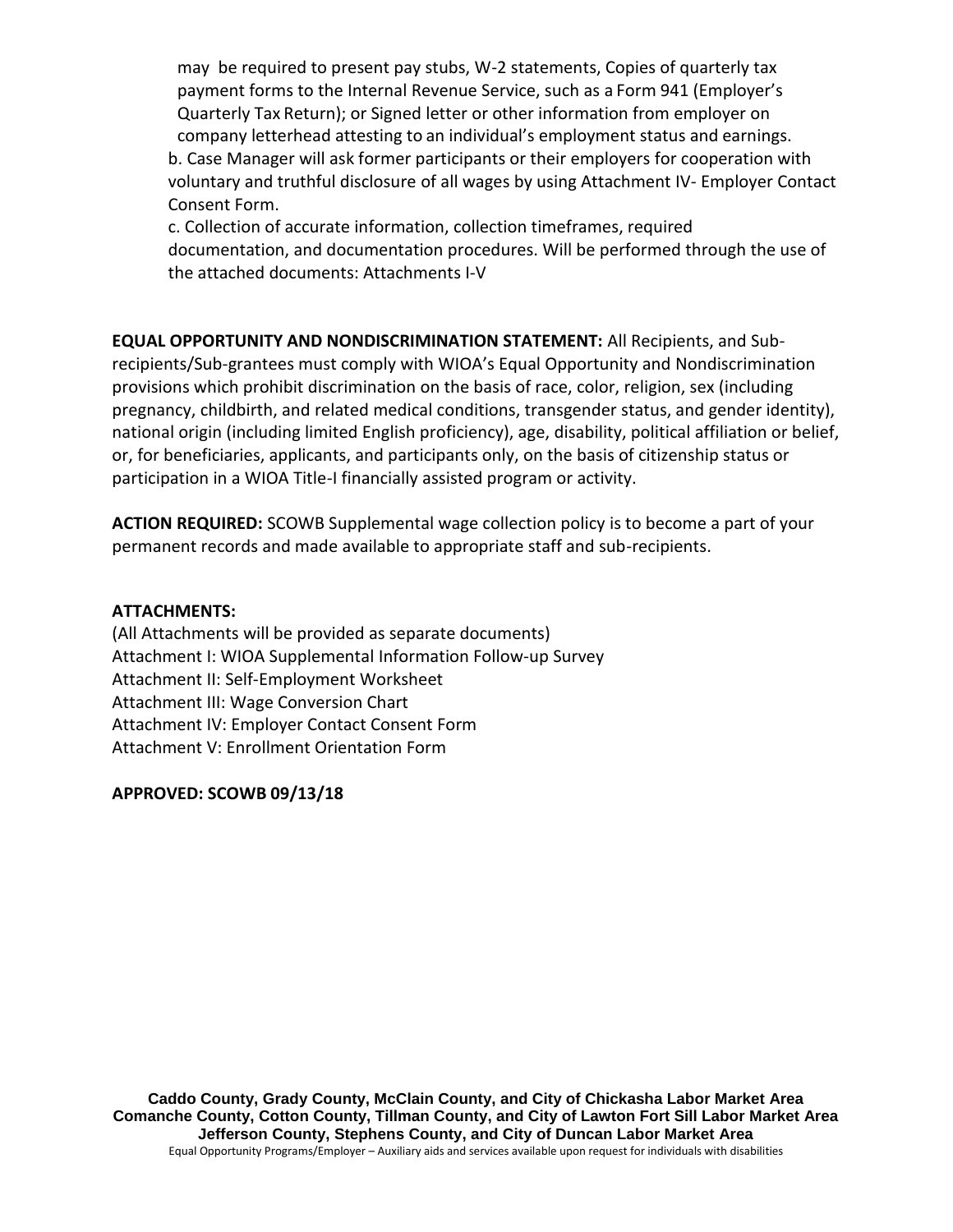may be required to present pay stubs, W-2 statements, Copies of quarterly tax payment forms to the Internal Revenue Service, such as a Form 941 (Employer's Quarterly Tax Return); or Signed letter or other information from employer on company letterhead attesting to an individual's employment status and earnings.

b. Case Manager will ask former participants or their employers for cooperation with voluntary and truthful disclosure of all wages by using Attachment IV- Employer Contact Consent Form.

c. Collection of accurate information, collection timeframes, required documentation, and documentation procedures. Will be performed through the use of the attached documents: Attachments I-V

**EQUAL OPPORTUNITY AND NONDISCRIMINATION STATEMENT:** All Recipients, and Sub-recipients/Sub-grantees must comply with WIOA's Equal Opportunity and Nondiscrimination provisions which prohibit discrimination on the basis of race, color, religion, sex (including pregnancy, childbirth, and related medical conditions, transgender status, and gender identity), national origin (including limited English proficiency), age, disability, political affiliation or belief, or, for beneficiaries, applicants, and participants only, on the basis of citizenship status or participation in a WIOA Title-I financially assisted program or activity.

**ACTION REQUIRED:** SCOWB Supplemental wage collection policy is to become a part of your permanent records and made available to appropriate staff and sub-recipients.

**ATTACHMENTS:**

(All Attachments will be provided as separate documents)
Attachment I: WIOA Supplemental Information Follow-up Survey
Attachment II: Self-Employment Worksheet
Attachment III: Wage Conversion Chart
Attachment IV: Employer Contact Consent Form
Attachment V: Enrollment Orientation Form

**APPROVED: SCOWB 09/13/18**